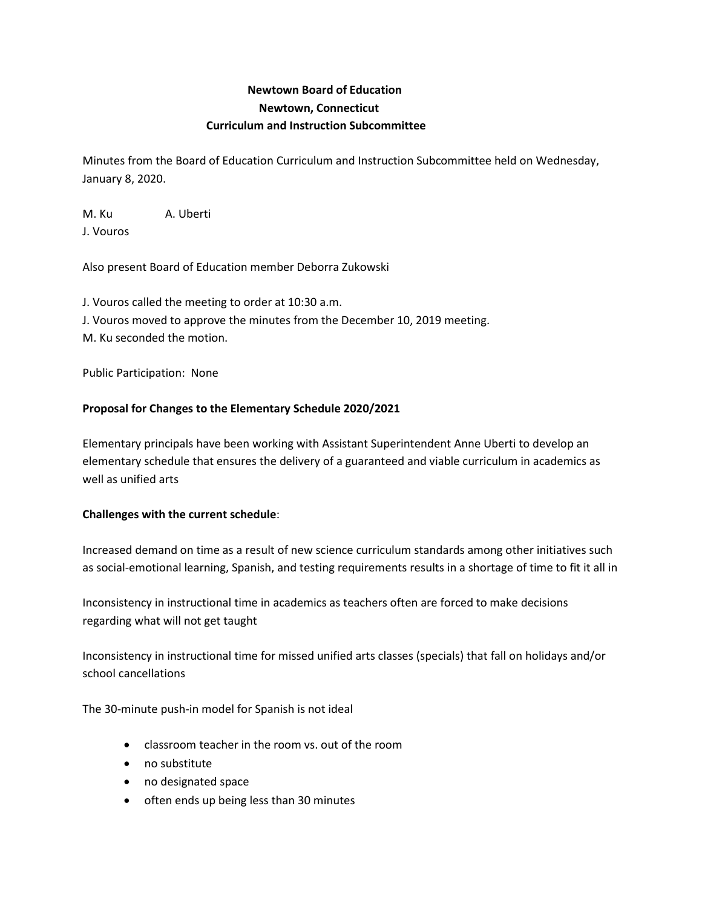**Newtown Board of Education**
**Newtown, Connecticut**
**Curriculum and Instruction Subcommittee**

Minutes from the Board of Education Curriculum and Instruction Subcommittee held on Wednesday, January 8, 2020.

M. Ku A. Uberti
J. Vouros

Also present Board of Education member Deborra Zukowski

J. Vouros called the meeting to order at 10:30 a.m.
J. Vouros moved to approve the minutes from the December 10, 2019 meeting.
M. Ku seconded the motion.

Public Participation: None

**Proposal for Changes to the Elementary Schedule 2020/2021**

Elementary principals have been working with Assistant Superintendent Anne Uberti to develop an elementary schedule that ensures the delivery of a guaranteed and viable curriculum in academics as well as unified arts

**Challenges with the current schedule**:

Increased demand on time as a result of new science curriculum standards among other initiatives such as social-emotional learning, Spanish, and testing requirements results in a shortage of time to fit it all in

Inconsistency in instructional time in academics as teachers often are forced to make decisions regarding what will not get taught

Inconsistency in instructional time for missed unified arts classes (specials) that fall on holidays and/or school cancellations

The 30-minute push-in model for Spanish is not ideal

- classroom teacher in the room vs. out of the room
- no substitute
- no designated space
- often ends up being less than 30 minutes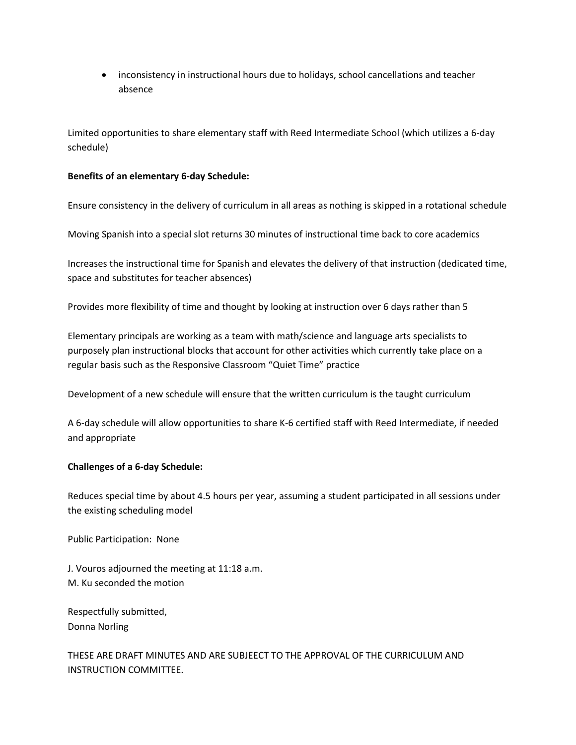- inconsistency in instructional hours due to holidays, school cancellations and teacher absence

Limited opportunities to share elementary staff with Reed Intermediate School (which utilizes a 6-day schedule)

**Benefits of an elementary 6-day Schedule:**

Ensure consistency in the delivery of curriculum in all areas as nothing is skipped in a rotational schedule

Moving Spanish into a special slot returns 30 minutes of instructional time back to core academics

Increases the instructional time for Spanish and elevates the delivery of that instruction (dedicated time, space and substitutes for teacher absences)

Provides more flexibility of time and thought by looking at instruction over 6 days rather than 5

Elementary principals are working as a team with math/science and language arts specialists to purposely plan instructional blocks that account for other activities which currently take place on a regular basis such as the Responsive Classroom "Quiet Time" practice

Development of a new schedule will ensure that the written curriculum is the taught curriculum

A 6-day schedule will allow opportunities to share K-6 certified staff with Reed Intermediate, if needed and appropriate

**Challenges of a 6-day Schedule:**

Reduces special time by about 4.5 hours per year, assuming a student participated in all sessions under the existing scheduling model

Public Participation: None

J. Vouros adjourned the meeting at 11:18 a.m.
M. Ku seconded the motion

Respectfully submitted,
Donna Norling

THESE ARE DRAFT MINUTES AND ARE SUBJEECT TO THE APPROVAL OF THE CURRICULUM AND INSTRUCTION COMMITTEE.